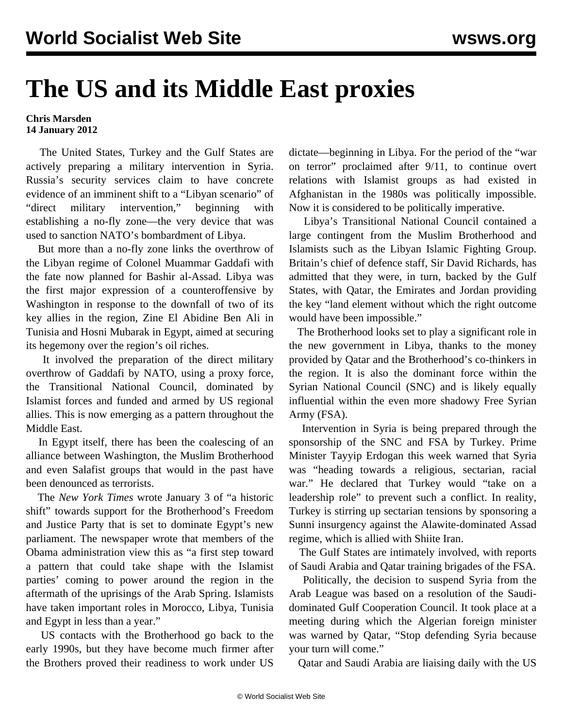# The US and its Middle East proxies

**Chris Marsden**
**14 January 2012**

The United States, Turkey and the Gulf States are actively preparing a military intervention in Syria. Russia's security services claim to have concrete evidence of an imminent shift to a "Libyan scenario" of "direct military intervention," beginning with establishing a no-fly zone—the very device that was used to sanction NATO's bombardment of Libya.

But more than a no-fly zone links the overthrow of the Libyan regime of Colonel Muammar Gaddafi with the fate now planned for Bashir al-Assad. Libya was the first major expression of a counteroffensive by Washington in response to the downfall of two of its key allies in the region, Zine El Abidine Ben Ali in Tunisia and Hosni Mubarak in Egypt, aimed at securing its hegemony over the region's oil riches.

It involved the preparation of the direct military overthrow of Gaddafi by NATO, using a proxy force, the Transitional National Council, dominated by Islamist forces and funded and armed by US regional allies. This is now emerging as a pattern throughout the Middle East.

In Egypt itself, there has been the coalescing of an alliance between Washington, the Muslim Brotherhood and even Salafist groups that would in the past have been denounced as terrorists.

The *New York Times* wrote January 3 of "a historic shift" towards support for the Brotherhood's Freedom and Justice Party that is set to dominate Egypt's new parliament. The newspaper wrote that members of the Obama administration view this as "a first step toward a pattern that could take shape with the Islamist parties' coming to power around the region in the aftermath of the uprisings of the Arab Spring. Islamists have taken important roles in Morocco, Libya, Tunisia and Egypt in less than a year."

US contacts with the Brotherhood go back to the early 1990s, but they have become much firmer after the Brothers proved their readiness to work under US dictate—beginning in Libya. For the period of the "war on terror" proclaimed after 9/11, to continue overt relations with Islamist groups as had existed in Afghanistan in the 1980s was politically impossible. Now it is considered to be politically imperative.

Libya's Transitional National Council contained a large contingent from the Muslim Brotherhood and Islamists such as the Libyan Islamic Fighting Group. Britain's chief of defence staff, Sir David Richards, has admitted that they were, in turn, backed by the Gulf States, with Qatar, the Emirates and Jordan providing the key "land element without which the right outcome would have been impossible."

The Brotherhood looks set to play a significant role in the new government in Libya, thanks to the money provided by Qatar and the Brotherhood's co-thinkers in the region. It is also the dominant force within the Syrian National Council (SNC) and is likely equally influential within the even more shadowy Free Syrian Army (FSA).

Intervention in Syria is being prepared through the sponsorship of the SNC and FSA by Turkey. Prime Minister Tayyip Erdogan this week warned that Syria was "heading towards a religious, sectarian, racial war." He declared that Turkey would "take on a leadership role" to prevent such a conflict. In reality, Turkey is stirring up sectarian tensions by sponsoring a Sunni insurgency against the Alawite-dominated Assad regime, which is allied with Shiite Iran.

The Gulf States are intimately involved, with reports of Saudi Arabia and Qatar training brigades of the FSA.

Politically, the decision to suspend Syria from the Arab League was based on a resolution of the Saudi-dominated Gulf Cooperation Council. It took place at a meeting during which the Algerian foreign minister was warned by Qatar, "Stop defending Syria because your turn will come."

Qatar and Saudi Arabia are liaising daily with the US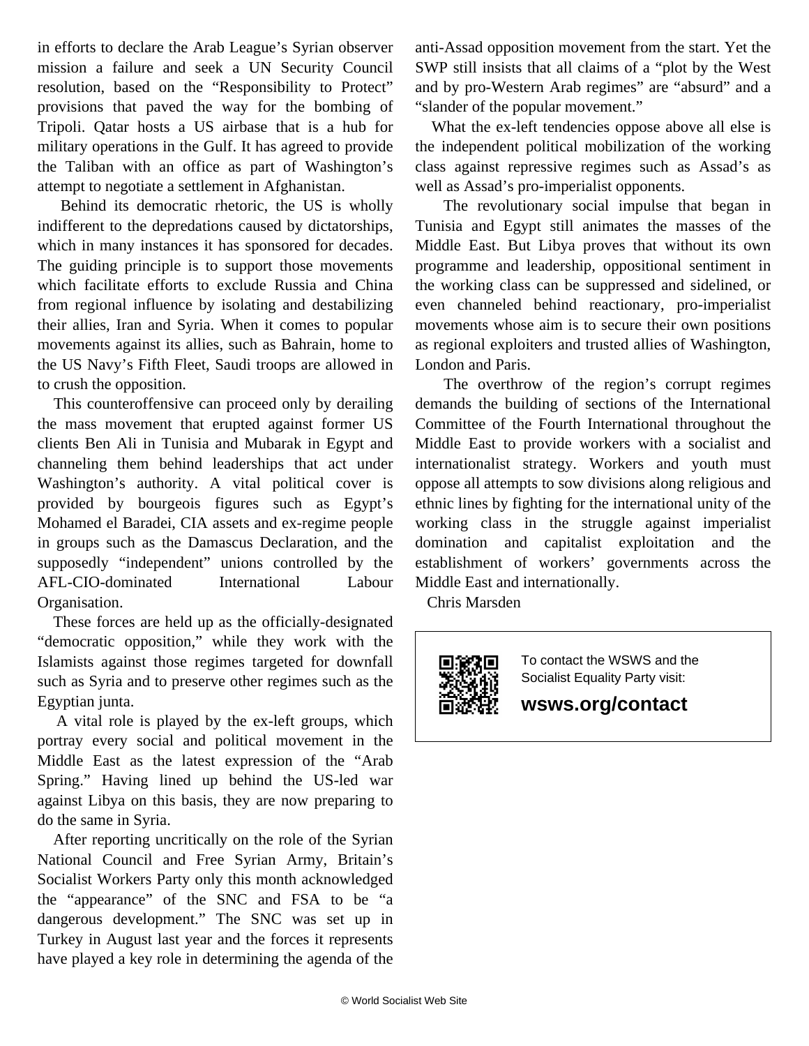in efforts to declare the Arab League's Syrian observer mission a failure and seek a UN Security Council resolution, based on the "Responsibility to Protect" provisions that paved the way for the bombing of Tripoli. Qatar hosts a US airbase that is a hub for military operations in the Gulf. It has agreed to provide the Taliban with an office as part of Washington's attempt to negotiate a settlement in Afghanistan.

Behind its democratic rhetoric, the US is wholly indifferent to the depredations caused by dictatorships, which in many instances it has sponsored for decades. The guiding principle is to support those movements which facilitate efforts to exclude Russia and China from regional influence by isolating and destabilizing their allies, Iran and Syria. When it comes to popular movements against its allies, such as Bahrain, home to the US Navy's Fifth Fleet, Saudi troops are allowed in to crush the opposition.

This counteroffensive can proceed only by derailing the mass movement that erupted against former US clients Ben Ali in Tunisia and Mubarak in Egypt and channeling them behind leaderships that act under Washington's authority. A vital political cover is provided by bourgeois figures such as Egypt's Mohamed el Baradei, CIA assets and ex-regime people in groups such as the Damascus Declaration, and the supposedly "independent" unions controlled by the AFL-CIO-dominated International Labour Organisation.

These forces are held up as the officially-designated "democratic opposition," while they work with the Islamists against those regimes targeted for downfall such as Syria and to preserve other regimes such as the Egyptian junta.

A vital role is played by the ex-left groups, which portray every social and political movement in the Middle East as the latest expression of the "Arab Spring." Having lined up behind the US-led war against Libya on this basis, they are now preparing to do the same in Syria.

After reporting uncritically on the role of the Syrian National Council and Free Syrian Army, Britain's Socialist Workers Party only this month acknowledged the "appearance" of the SNC and FSA to be "a dangerous development." The SNC was set up in Turkey in August last year and the forces it represents have played a key role in determining the agenda of the anti-Assad opposition movement from the start. Yet the SWP still insists that all claims of a "plot by the West and by pro-Western Arab regimes" are "absurd" and a "slander of the popular movement."

What the ex-left tendencies oppose above all else is the independent political mobilization of the working class against repressive regimes such as Assad's as well as Assad's pro-imperialist opponents.

The revolutionary social impulse that began in Tunisia and Egypt still animates the masses of the Middle East. But Libya proves that without its own programme and leadership, oppositional sentiment in the working class can be suppressed and sidelined, or even channeled behind reactionary, pro-imperialist movements whose aim is to secure their own positions as regional exploiters and trusted allies of Washington, London and Paris.

The overthrow of the region's corrupt regimes demands the building of sections of the International Committee of the Fourth International throughout the Middle East to provide workers with a socialist and internationalist strategy. Workers and youth must oppose all attempts to sow divisions along religious and ethnic lines by fighting for the international unity of the working class in the struggle against imperialist domination and capitalist exploitation and the establishment of workers' governments across the Middle East and internationally.

Chris Marsden

To contact the WSWS and the Socialist Equality Party visit:

**wsws.org/contact**